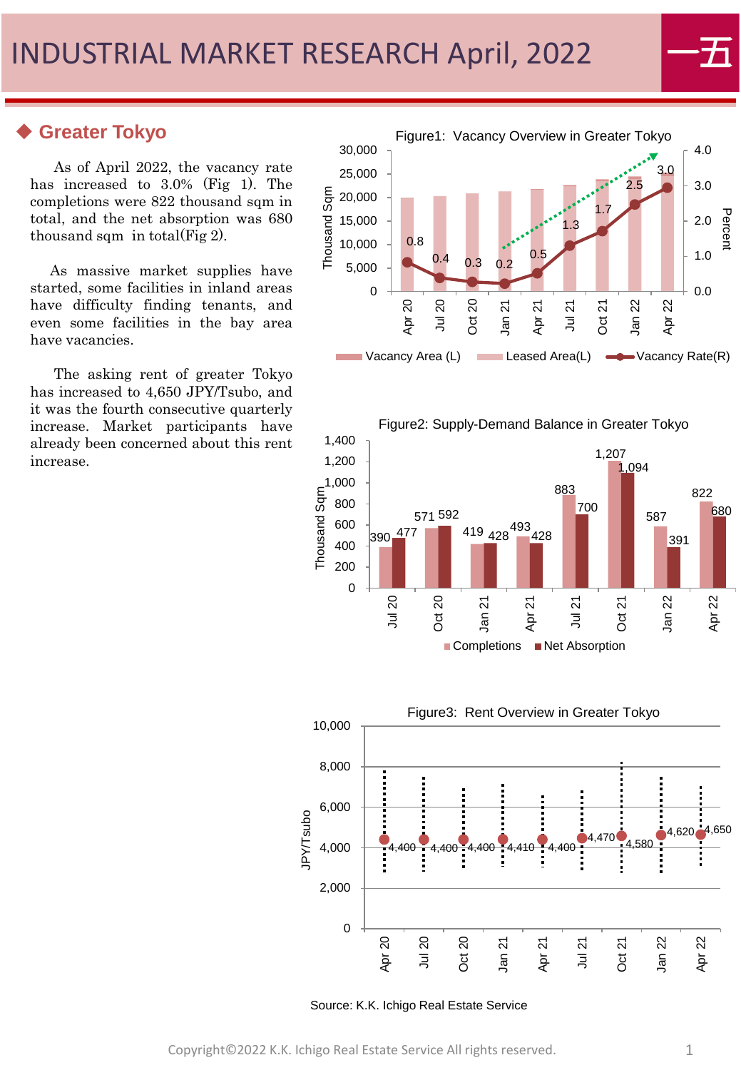# INDUSTRIAL MARKET RESEARCH April, 2022

## Greater Tokyo

As of April 2022, the vacancy rate has increased to 3.0% (Fig 1). The completions were 822 thousand sqm in total, and the net absorption was 680 thousand sqm in total(Fig 2).

As massive market supplies have started, some facilities in inland areas have difficulty finding tenants, and even some facilities in the bay area have vacancies.

The asking rent of greater Tokyo has increased to 4,650 JPY/Tsubo, and it was the fourth consecutive quarterly increase. Market participants have already been concerned about this rent increase.

Figure1: Vacancy Overview in Greater Tokyo

| | Apr 20 | Jul 20 | Oct 20 | Jan 21 | Apr 21 | Jul 21 | Oct 21 | Jan 22 | Apr 22 |
|---|---|---|---|---|---|---|---|---|---|
| Vacancy Rate(R) (%) | 0.8 | 0.4 | 0.3 | 0.2 | 0.5 | 1.3 | 1.7 | 2.5 | 3.0 |

Figure2: Supply-Demand Balance in Greater Tokyo

| Thousand Sqm | Jul 20 | Oct 20 | Jan 21 | Apr 21 | Jul 21 | Oct 21 | Jan 22 | Apr 22 |
|---|---|---|---|---|---|---|---|---|
| Completions | 390 | 571 | 419 | 493 | 883 | 1,207 | 587 | 822 |
| Net Absorption | 477 | 592 | 428 | 428 | 700 | 1,094 | 391 | 680 |

Figure3: Rent Overview in Greater Tokyo

| JPY/Tsubo | Apr 20 | Jul 20 | Oct 20 | Jan 21 | Apr 21 | Jul 21 | Oct 21 | Jan 22 | Apr 22 |
|---|---|---|---|---|---|---|---|---|---|
| Rent | 4,400 | 4,400 | 4,400 | 4,410 | 4,400 | 4,470 | 4,580 | 4,620 | 4,650 |

Source: K.K. Ichigo Real Estate Service

Copyright©2022 K.K. Ichigo Real Estate Service All rights reserved.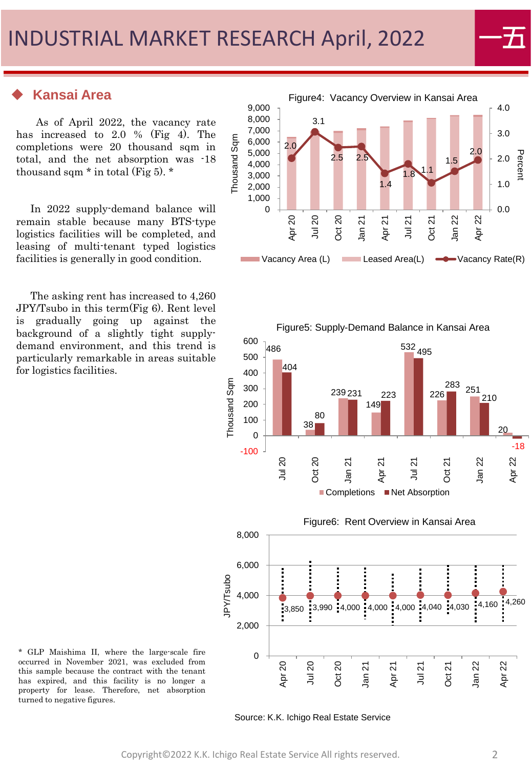## Kansai Area

As of April 2022, the vacancy rate has increased to 2.0 % (Fig 4). The completions were 20 thousand sqm in total, and the net absorption was -18 thousand sqm * in total (Fig 5). *

In 2022 supply-demand balance will remain stable because many BTS-type logistics facilities will be completed, and leasing of multi-tenant typed logistics facilities is generally in good condition.

The asking rent has increased to 4,260 JPY/Tsubo in this term(Fig 6). Rent level is gradually going up against the background of a slightly tight supply-demand environment, and this trend is particularly remarkable in areas suitable for logistics facilities.

Figure4: Vacancy Overview in Kansai Area

| | Apr 20 | Jul 20 | Oct 20 | Jan 21 | Apr 21 | Jul 21 | Oct 21 | Jan 22 | Apr 22 |
|---|---|---|---|---|---|---|---|---|---|
| Vacancy Rate (%) | 2.0 | 3.1 | 2.5 | 2.5 | 1.4 | 1.8 | 1.1 | 1.5 | 2.0 |

Figure5: Supply-Demand Balance in Kansai Area (Thousand Sqm)

| | Jul 20 | Oct 20 | Jan 21 | Apr 21 | Jul 21 | Oct 21 | Jan 22 | Apr 22 |
|---|---|---|---|---|---|---|---|---|
| Completions | 486 | 38 | 239 | 149 | 532 | 226 | 251 | 20 |
| Net Absorption | 404 | 80 | 231 | 223 | 495 | 283 | 210 | -18 |

Figure6: Rent Overview in Kansai Area (JPY/Tsubo)

| Apr 20 | Jul 20 | Oct 20 | Jan 21 | Apr 21 | Jul 21 | Oct 21 | Jan 22 | Apr 22 |
|---|---|---|---|---|---|---|---|---|
| 3,850 | 3,990 | 4,000 | 4,000 | 4,000 | 4,040 | 4,030 | 4,160 | 4,260 |

\* GLP Maishima II, where the large-scale fire occurred in November 2021, was excluded from this sample because the contract with the tenant has expired, and this facility is no longer a property for lease. Therefore, net absorption turned to negative figures.

Source: K.K. Ichigo Real Estate Service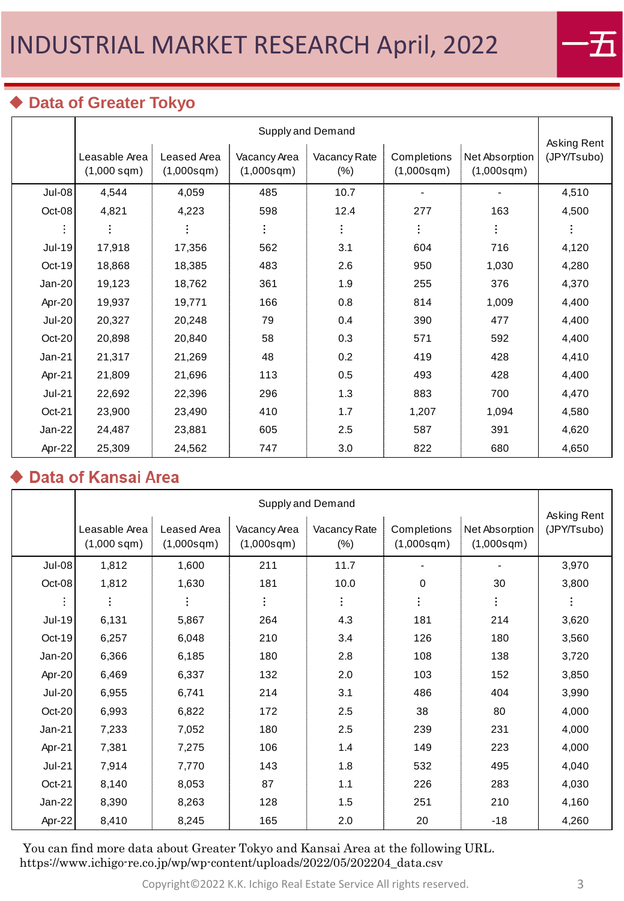# INDUSTRIAL MARKET RESEARCH April, 2022

## ◆ Data of Greater Tokyo

| | Supply and Demand | | | | | | Asking Rent (JPY/Tsubo) |
|---|---|---|---|---|---|---|---|
| | Leasable Area (1,000 sqm) | Leased Area (1,000sqm) | Vacancy Area (1,000sqm) | Vacancy Rate (%) | Completions (1,000sqm) | Net Absorption (1,000sqm) | |
| Jul-08 | 4,544 | 4,059 | 485 | 10.7 | - | - | 4,510 |
| Oct-08 | 4,821 | 4,223 | 598 | 12.4 | 277 | 163 | 4,500 |
| ⋮ | ⋮ | ⋮ | ⋮ | ⋮ | ⋮ | ⋮ | ⋮ |
| Jul-19 | 17,918 | 17,356 | 562 | 3.1 | 604 | 716 | 4,120 |
| Oct-19 | 18,868 | 18,385 | 483 | 2.6 | 950 | 1,030 | 4,280 |
| Jan-20 | 19,123 | 18,762 | 361 | 1.9 | 255 | 376 | 4,370 |
| Apr-20 | 19,937 | 19,771 | 166 | 0.8 | 814 | 1,009 | 4,400 |
| Jul-20 | 20,327 | 20,248 | 79 | 0.4 | 390 | 477 | 4,400 |
| Oct-20 | 20,898 | 20,840 | 58 | 0.3 | 571 | 592 | 4,400 |
| Jan-21 | 21,317 | 21,269 | 48 | 0.2 | 419 | 428 | 4,410 |
| Apr-21 | 21,809 | 21,696 | 113 | 0.5 | 493 | 428 | 4,400 |
| Jul-21 | 22,692 | 22,396 | 296 | 1.3 | 883 | 700 | 4,470 |
| Oct-21 | 23,900 | 23,490 | 410 | 1.7 | 1,207 | 1,094 | 4,580 |
| Jan-22 | 24,487 | 23,881 | 605 | 2.5 | 587 | 391 | 4,620 |
| Apr-22 | 25,309 | 24,562 | 747 | 3.0 | 822 | 680 | 4,650 |

## ◆ Data of Kansai Area

| | Supply and Demand | | | | | | Asking Rent (JPY/Tsubo) |
|---|---|---|---|---|---|---|---|
| | Leasable Area (1,000 sqm) | Leased Area (1,000sqm) | Vacancy Area (1,000sqm) | Vacancy Rate (%) | Completions (1,000sqm) | Net Absorption (1,000sqm) | |
| Jul-08 | 1,812 | 1,600 | 211 | 11.7 | - | - | 3,970 |
| Oct-08 | 1,812 | 1,630 | 181 | 10.0 | 0 | 30 | 3,800 |
| ⋮ | ⋮ | ⋮ | ⋮ | ⋮ | ⋮ | ⋮ | ⋮ |
| Jul-19 | 6,131 | 5,867 | 264 | 4.3 | 181 | 214 | 3,620 |
| Oct-19 | 6,257 | 6,048 | 210 | 3.4 | 126 | 180 | 3,560 |
| Jan-20 | 6,366 | 6,185 | 180 | 2.8 | 108 | 138 | 3,720 |
| Apr-20 | 6,469 | 6,337 | 132 | 2.0 | 103 | 152 | 3,850 |
| Jul-20 | 6,955 | 6,741 | 214 | 3.1 | 486 | 404 | 3,990 |
| Oct-20 | 6,993 | 6,822 | 172 | 2.5 | 38 | 80 | 4,000 |
| Jan-21 | 7,233 | 7,052 | 180 | 2.5 | 239 | 231 | 4,000 |
| Apr-21 | 7,381 | 7,275 | 106 | 1.4 | 149 | 223 | 4,000 |
| Jul-21 | 7,914 | 7,770 | 143 | 1.8 | 532 | 495 | 4,040 |
| Oct-21 | 8,140 | 8,053 | 87 | 1.1 | 226 | 283 | 4,030 |
| Jan-22 | 8,390 | 8,263 | 128 | 1.5 | 251 | 210 | 4,160 |
| Apr-22 | 8,410 | 8,245 | 165 | 2.0 | 20 | -18 | 4,260 |

You can find more data about Greater Tokyo and Kansai Area at the following URL.
https://www.ichigo-re.co.jp/wp/wp-content/uploads/2022/05/202204_data.csv

Copyright©2022 K.K. Ichigo Real Estate Service All rights reserved.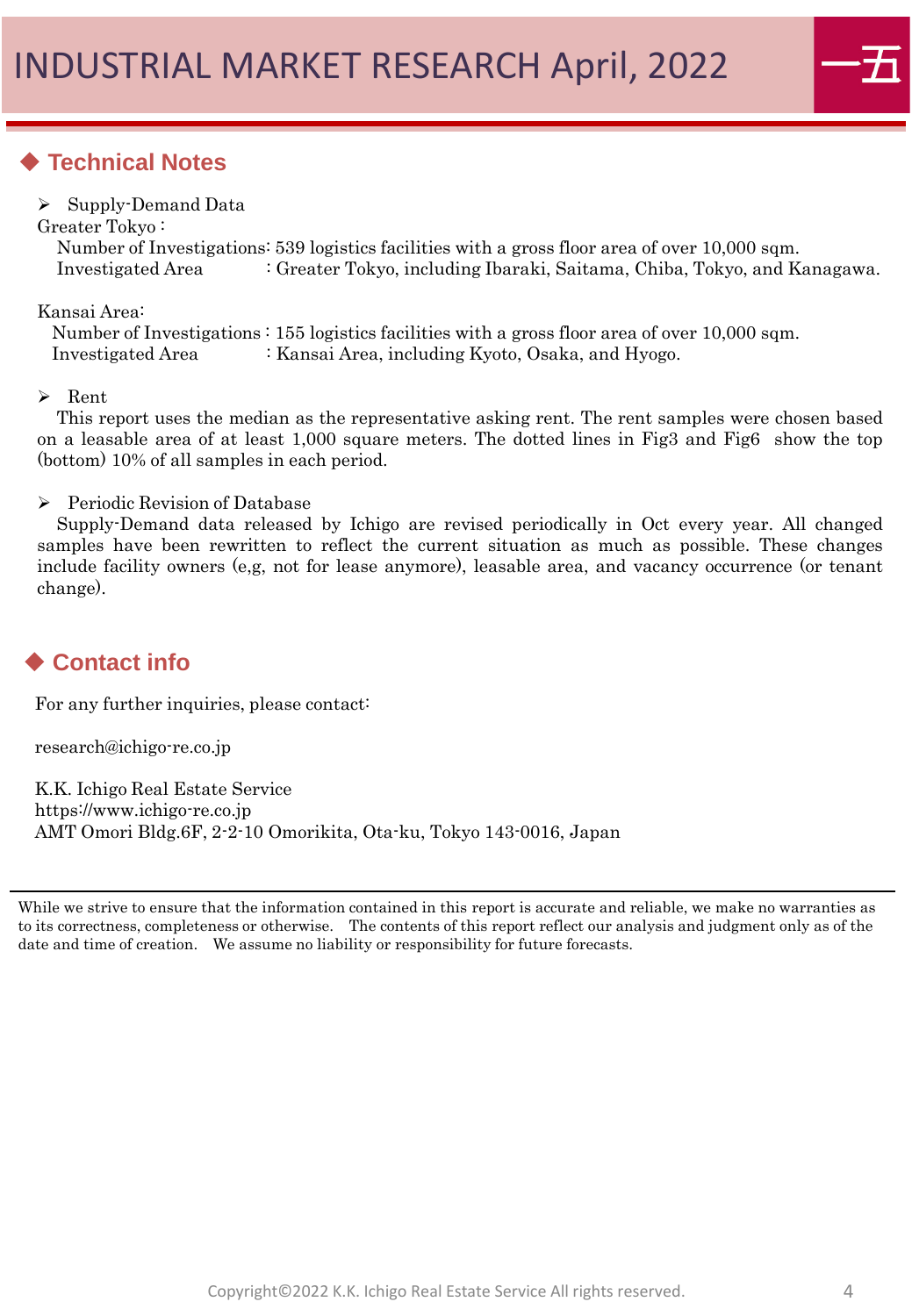# INDUSTRIAL MARKET RESEARCH April, 2022

## ◆ Technical Notes

- Supply-Demand Data

Greater Tokyo：

Number of Investigations: 539 logistics facilities with a gross floor area of over 10,000 sqm.
Investigated Area : Greater Tokyo, including Ibaraki, Saitama, Chiba, Tokyo, and Kanagawa.

Kansai Area:

Number of Investigations : 155 logistics facilities with a gross floor area of over 10,000 sqm.
Investigated Area : Kansai Area, including Kyoto, Osaka, and Hyogo.

- Rent

This report uses the median as the representative asking rent. The rent samples were chosen based on a leasable area of at least 1,000 square meters. The dotted lines in Fig3 and Fig6 show the top (bottom) 10% of all samples in each period.

- Periodic Revision of Database

Supply-Demand data released by Ichigo are revised periodically in Oct every year. All changed samples have been rewritten to reflect the current situation as much as possible. These changes include facility owners (e,g, not for lease anymore), leasable area, and vacancy occurrence (or tenant change).

## ◆ Contact info

For any further inquiries, please contact:

research@ichigo-re.co.jp

K.K. Ichigo Real Estate Service
https://www.ichigo-re.co.jp
AMT Omori Bldg.6F, 2-2-10 Omorikita, Ota-ku, Tokyo 143-0016, Japan

---

While we strive to ensure that the information contained in this report is accurate and reliable, we make no warranties as to its correctness, completeness or otherwise. The contents of this report reflect our analysis and judgment only as of the date and time of creation. We assume no liability or responsibility for future forecasts.

Copyright©2022 K.K. Ichigo Real Estate Service All rights reserved.